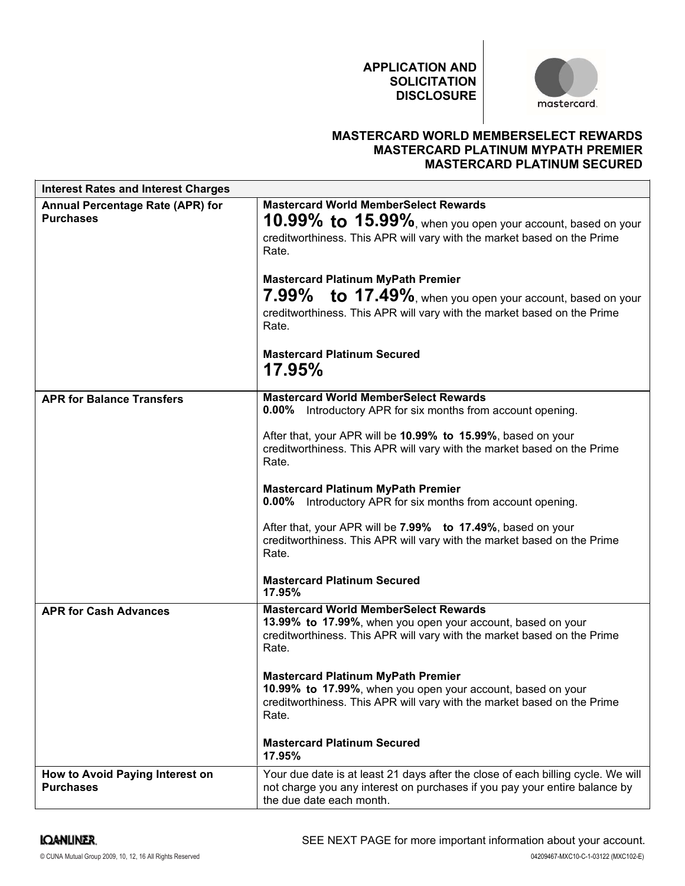# APPLICATION AND SOLICITATION DISCLOSURE

mastercard

## MASTERCARD WORLD MEMBERSELECT REWARDS
## MASTERCARD PLATINUM MYPATH PREMIER
## MASTERCARD PLATINUM SECURED

| Interest Rates and Interest Charges | |
|---|---|
| **Annual Percentage Rate (APR) for Purchases** | **Mastercard World MemberSelect Rewards**<br>**10.99% to 15.99%**, when you open your account, based on your creditworthiness. This APR will vary with the market based on the Prime Rate.<br><br>**Mastercard Platinum MyPath Premier**<br>**7.99% to 17.49%**, when you open your account, based on your creditworthiness. This APR will vary with the market based on the Prime Rate.<br><br>**Mastercard Platinum Secured**<br>**17.95%** |
| **APR for Balance Transfers** | **Mastercard World MemberSelect Rewards**<br>**0.00%** Introductory APR for six months from account opening.<br><br>After that, your APR will be **10.99% to 15.99%**, based on your creditworthiness. This APR will vary with the market based on the Prime Rate.<br><br>**Mastercard Platinum MyPath Premier**<br>**0.00%** Introductory APR for six months from account opening.<br><br>After that, your APR will be **7.99% to 17.49%**, based on your creditworthiness. This APR will vary with the market based on the Prime Rate.<br><br>**Mastercard Platinum Secured**<br>**17.95%** |
| **APR for Cash Advances** | **Mastercard World MemberSelect Rewards**<br>**13.99% to 17.99%**, when you open your account, based on your creditworthiness. This APR will vary with the market based on the Prime Rate.<br><br>**Mastercard Platinum MyPath Premier**<br>**10.99% to 17.99%**, when you open your account, based on your creditworthiness. This APR will vary with the market based on the Prime Rate.<br><br>**Mastercard Platinum Secured**<br>**17.95%** |
| **How to Avoid Paying Interest on Purchases** | Your due date is at least 21 days after the close of each billing cycle. We will not charge you any interest on purchases if you pay your entire balance by the due date each month. |

LOANLINER

SEE NEXT PAGE for more important information about your account.

© CUNA Mutual Group 2009, 10, 12, 16 All Rights Reserved

04209467-MXC10-C-1-03122 (MXC102-E)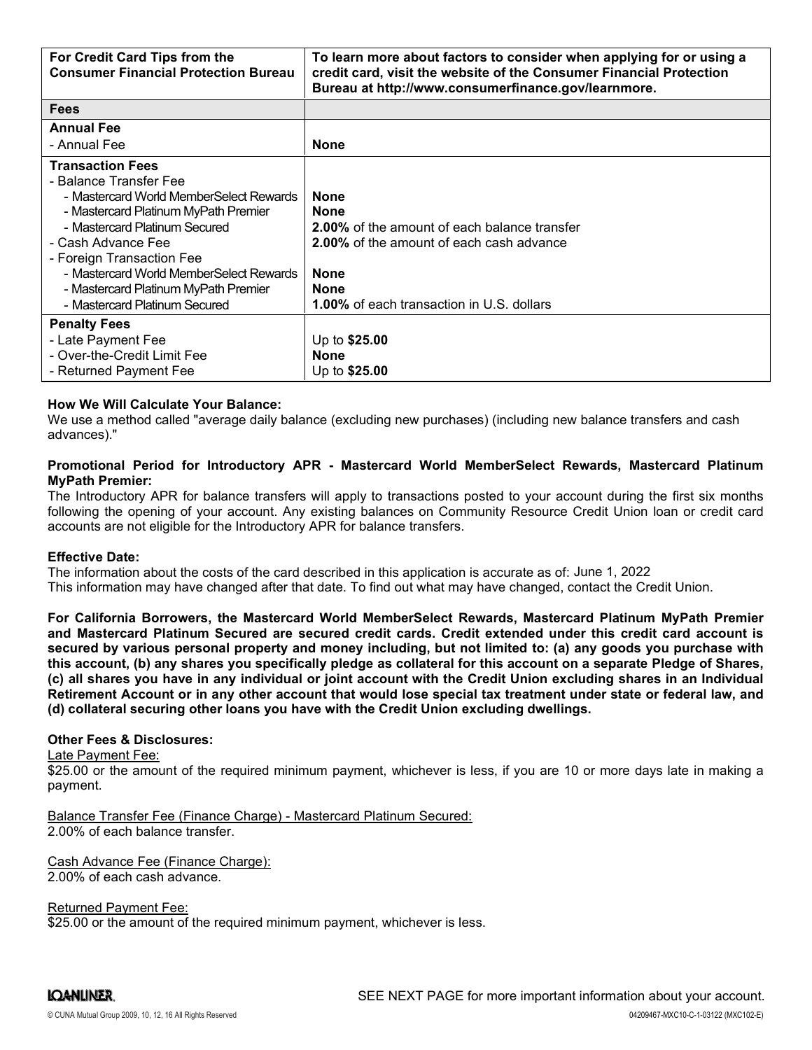| For Credit Card Tips from the Consumer Financial Protection Bureau | To learn more about factors to consider when applying for or using a credit card, visit the website of the Consumer Financial Protection Bureau at http://www.consumerfinance.gov/learnmore. |
|---|---|
| **Fees** | |
| **Annual Fee**<br>- Annual Fee | <br>**None** |
| **Transaction Fees**<br>- Balance Transfer Fee<br>- Mastercard World MemberSelect Rewards<br>- Mastercard Platinum MyPath Premier<br>- Mastercard Platinum Secured<br>- Cash Advance Fee<br>- Foreign Transaction Fee<br>- Mastercard World MemberSelect Rewards<br>- Mastercard Platinum MyPath Premier<br>- Mastercard Platinum Secured | <br><br>**None**<br>**None**<br>**2.00%** of the amount of each balance transfer<br>**2.00%** of the amount of each cash advance<br><br>**None**<br>**None**<br>**1.00%** of each transaction in U.S. dollars |
| **Penalty Fees**<br>- Late Payment Fee<br>- Over-the-Credit Limit Fee<br>- Returned Payment Fee | <br>Up to **$25.00**<br>**None**<br>Up to **$25.00** |

**How We Will Calculate Your Balance:**
We use a method called "average daily balance (excluding new purchases) (including new balance transfers and cash advances)."

**Promotional Period for Introductory APR - Mastercard World MemberSelect Rewards, Mastercard Platinum MyPath Premier:**
The Introductory APR for balance transfers will apply to transactions posted to your account during the first six months following the opening of your account. Any existing balances on Community Resource Credit Union loan or credit card accounts are not eligible for the Introductory APR for balance transfers.

**Effective Date:**
The information about the costs of the card described in this application is accurate as of: June 1, 2022
This information may have changed after that date. To find out what may have changed, contact the Credit Union.

**For California Borrowers, the Mastercard World MemberSelect Rewards, Mastercard Platinum MyPath Premier and Mastercard Platinum Secured are secured credit cards. Credit extended under this credit card account is secured by various personal property and money including, but not limited to: (a) any goods you purchase with this account, (b) any shares you specifically pledge as collateral for this account on a separate Pledge of Shares, (c) all shares you have in any individual or joint account with the Credit Union excluding shares in an Individual Retirement Account or in any other account that would lose special tax treatment under state or federal law, and (d) collateral securing other loans you have with the Credit Union excluding dwellings.**

**Other Fees & Disclosures:**

Late Payment Fee:
$25.00 or the amount of the required minimum payment, whichever is less, if you are 10 or more days late in making a payment.

Balance Transfer Fee (Finance Charge) - Mastercard Platinum Secured:
2.00% of each balance transfer.

Cash Advance Fee (Finance Charge):
2.00% of each cash advance.

Returned Payment Fee:
$25.00 or the amount of the required minimum payment, whichever is less.

SEE NEXT PAGE for more important information about your account.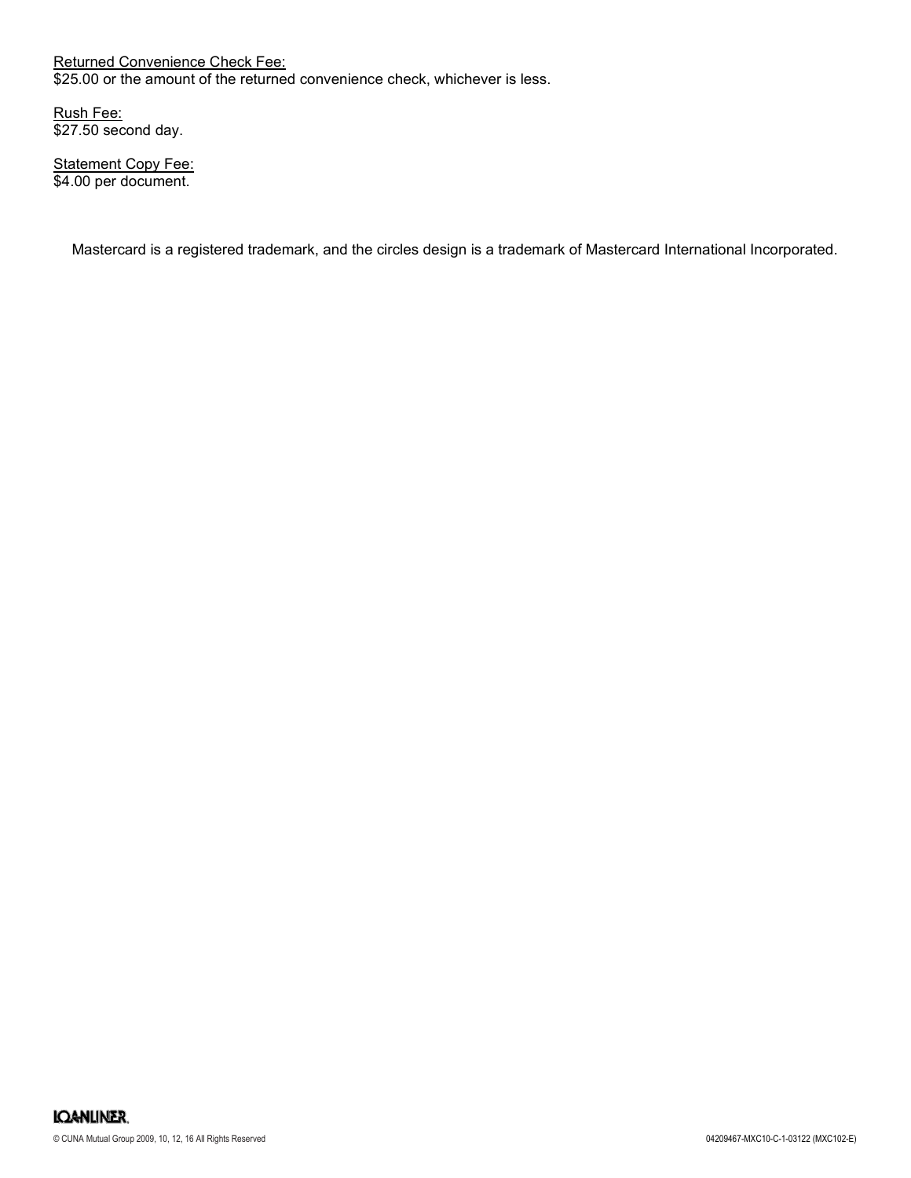Returned Convenience Check Fee:
$25.00 or the amount of the returned convenience check, whichever is less.

Rush Fee:
$27.50 second day.

Statement Copy Fee:
$4.00 per document.

Mastercard is a registered trademark, and the circles design is a trademark of Mastercard International Incorporated.

LOANLINER.

© CUNA Mutual Group 2009, 10, 12, 16 All Rights Reserved

04209467-MXC10-C-1-03122 (MXC102-E)